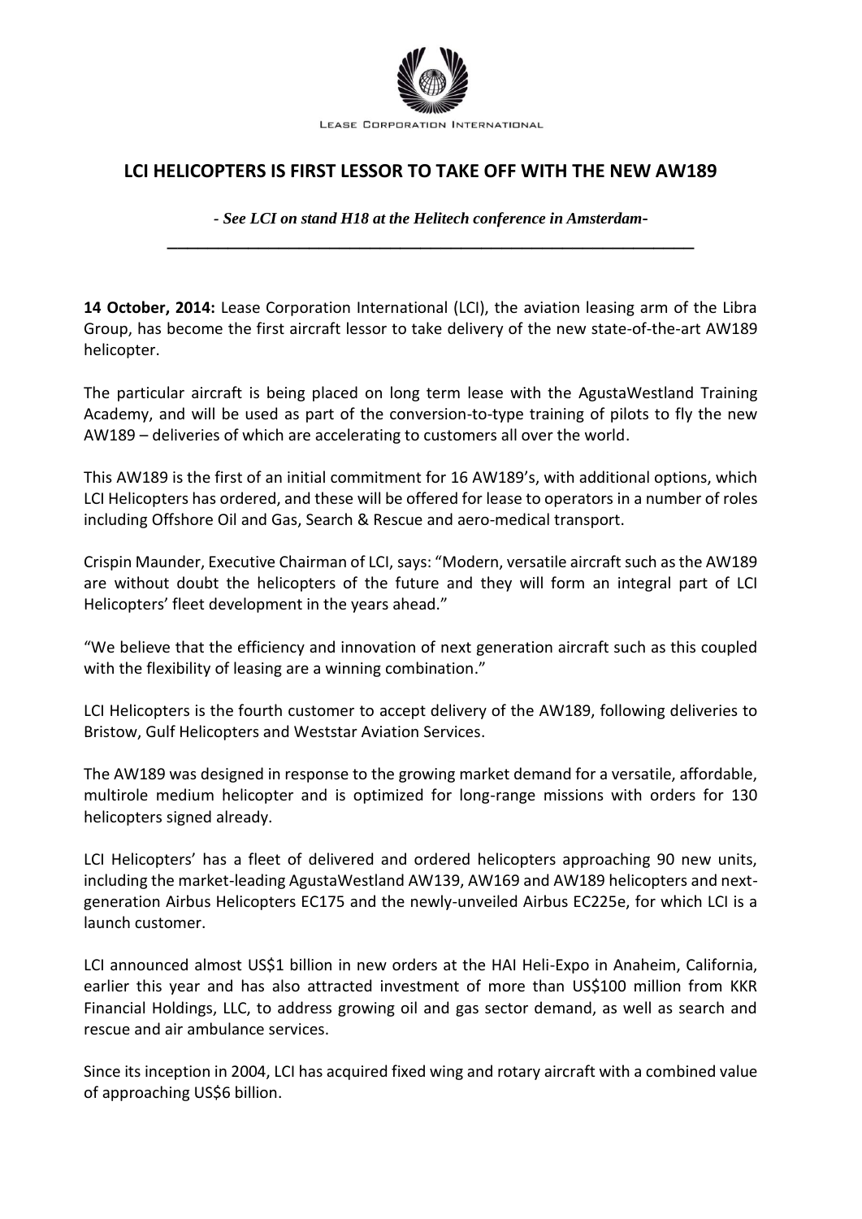Lease Corporation International

# LCI HELICOPTERS IS FIRST LESSOR TO TAKE OFF WITH THE NEW AW189

*- See LCI on stand H18 at the Helitech conference in Amsterdam-*

---

**14 October, 2014:** Lease Corporation International (LCI), the aviation leasing arm of the Libra Group, has become the first aircraft lessor to take delivery of the new state-of-the-art AW189 helicopter.

The particular aircraft is being placed on long term lease with the AgustaWestland Training Academy, and will be used as part of the conversion-to-type training of pilots to fly the new AW189 – deliveries of which are accelerating to customers all over the world.

This AW189 is the first of an initial commitment for 16 AW189's, with additional options, which LCI Helicopters has ordered, and these will be offered for lease to operators in a number of roles including Offshore Oil and Gas, Search & Rescue and aero-medical transport.

Crispin Maunder, Executive Chairman of LCI, says: "Modern, versatile aircraft such as the AW189 are without doubt the helicopters of the future and they will form an integral part of LCI Helicopters' fleet development in the years ahead."

"We believe that the efficiency and innovation of next generation aircraft such as this coupled with the flexibility of leasing are a winning combination."

LCI Helicopters is the fourth customer to accept delivery of the AW189, following deliveries to Bristow, Gulf Helicopters and Weststar Aviation Services.

The AW189 was designed in response to the growing market demand for a versatile, affordable, multirole medium helicopter and is optimized for long-range missions with orders for 130 helicopters signed already.

LCI Helicopters' has a fleet of delivered and ordered helicopters approaching 90 new units, including the market-leading AgustaWestland AW139, AW169 and AW189 helicopters and next-generation Airbus Helicopters EC175 and the newly-unveiled Airbus EC225e, for which LCI is a launch customer.

LCI announced almost US$1 billion in new orders at the HAI Heli-Expo in Anaheim, California, earlier this year and has also attracted investment of more than US$100 million from KKR Financial Holdings, LLC, to address growing oil and gas sector demand, as well as search and rescue and air ambulance services.

Since its inception in 2004, LCI has acquired fixed wing and rotary aircraft with a combined value of approaching US$6 billion.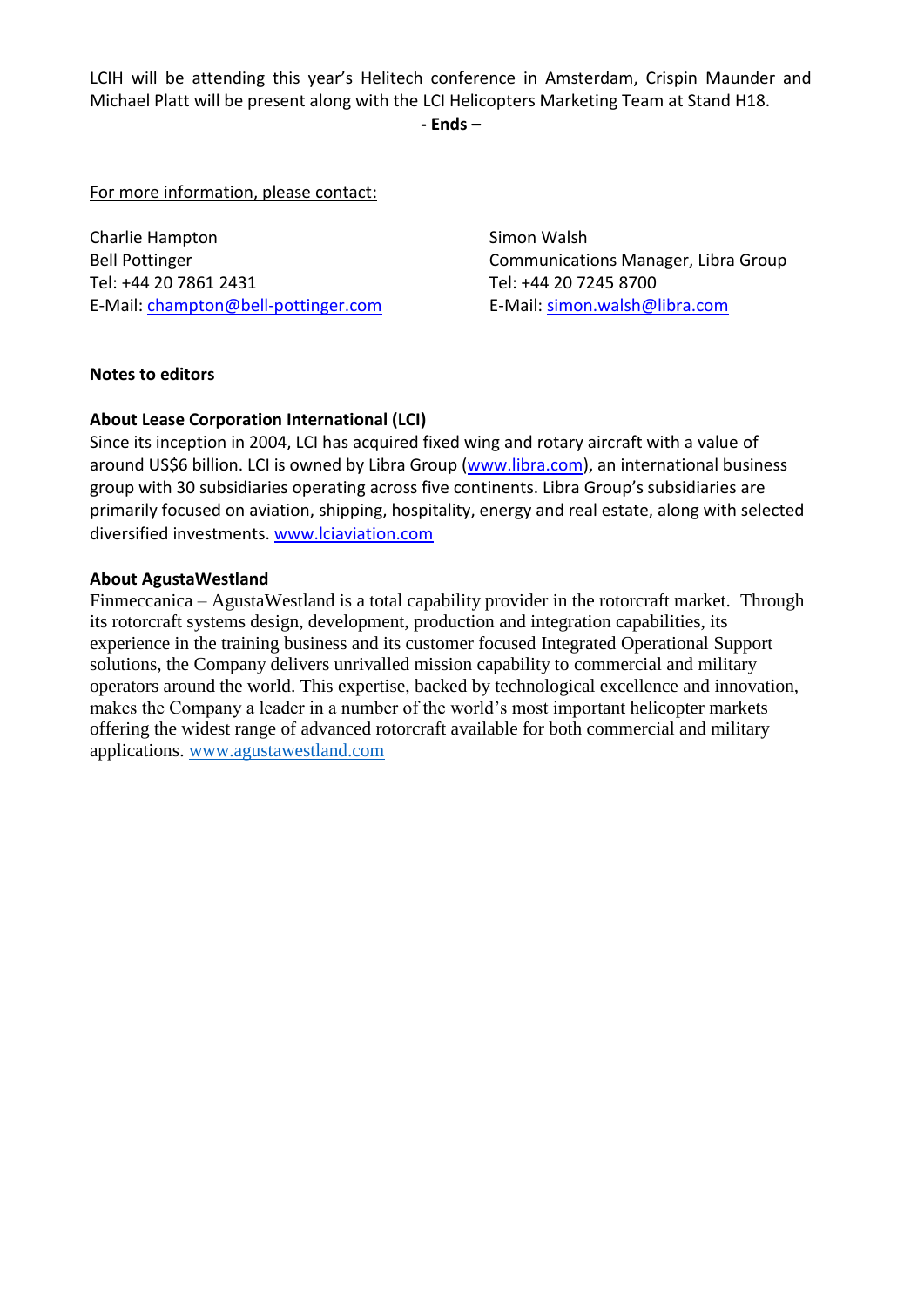LCIH will be attending this year's Helitech conference in Amsterdam, Crispin Maunder and Michael Platt will be present along with the LCI Helicopters Marketing Team at Stand H18.

**- Ends –**

For more information, please contact:

Charlie Hampton
Bell Pottinger
Tel: +44 20 7861 2431
E-Mail: champton@bell-pottinger.com

Simon Walsh
Communications Manager, Libra Group
Tel: +44 20 7245 8700
E-Mail: simon.walsh@libra.com

**Notes to editors**

**About Lease Corporation International (LCI)**

Since its inception in 2004, LCI has acquired fixed wing and rotary aircraft with a value of around US$6 billion. LCI is owned by Libra Group (www.libra.com), an international business group with 30 subsidiaries operating across five continents. Libra Group's subsidiaries are primarily focused on aviation, shipping, hospitality, energy and real estate, along with selected diversified investments. www.lciaviation.com

**About AgustaWestland**

Finmeccanica – AgustaWestland is a total capability provider in the rotorcraft market. Through its rotorcraft systems design, development, production and integration capabilities, its experience in the training business and its customer focused Integrated Operational Support solutions, the Company delivers unrivalled mission capability to commercial and military operators around the world. This expertise, backed by technological excellence and innovation, makes the Company a leader in a number of the world's most important helicopter markets offering the widest range of advanced rotorcraft available for both commercial and military applications. www.agustawestland.com